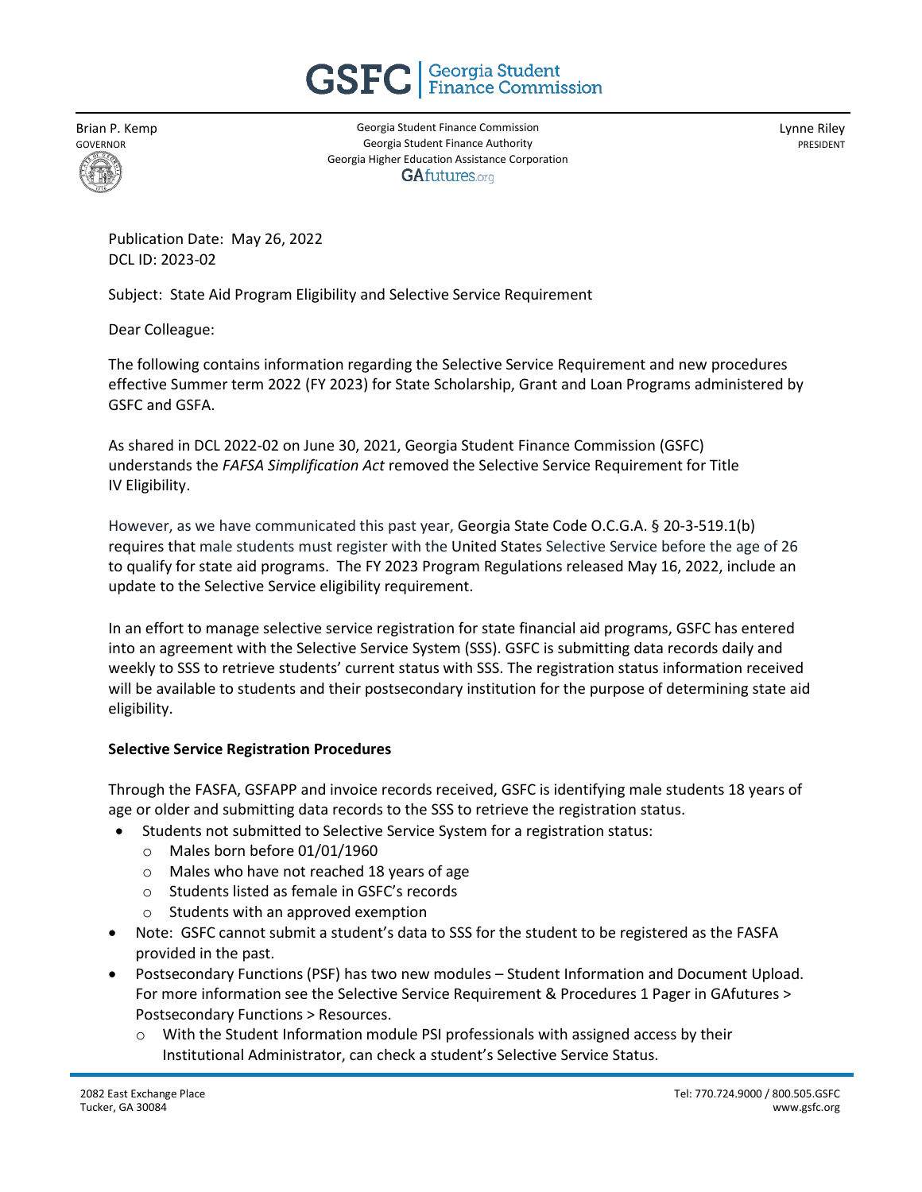# GSFC | Georgia Student Finance Commission

Brian P. Kemp
GOVERNOR

Georgia Student Finance Commission
Georgia Student Finance Authority
Georgia Higher Education Assistance Corporation
GAfutures.org

Lynne Riley
PRESIDENT

Publication Date: May 26, 2022
DCL ID: 2023-02

Subject: State Aid Program Eligibility and Selective Service Requirement

Dear Colleague:

The following contains information regarding the Selective Service Requirement and new procedures effective Summer term 2022 (FY 2023) for State Scholarship, Grant and Loan Programs administered by GSFC and GSFA.

As shared in DCL 2022-02 on June 30, 2021, Georgia Student Finance Commission (GSFC) understands the *FAFSA Simplification Act* removed the Selective Service Requirement for Title IV Eligibility.

However, as we have communicated this past year, Georgia State Code O.C.G.A. § 20-3-519.1(b) requires that male students must register with the United States Selective Service before the age of 26 to qualify for state aid programs. The FY 2023 Program Regulations released May 16, 2022, include an update to the Selective Service eligibility requirement.

In an effort to manage selective service registration for state financial aid programs, GSFC has entered into an agreement with the Selective Service System (SSS). GSFC is submitting data records daily and weekly to SSS to retrieve students' current status with SSS. The registration status information received will be available to students and their postsecondary institution for the purpose of determining state aid eligibility.

**Selective Service Registration Procedures**

Through the FASFA, GSFAPP and invoice records received, GSFC is identifying male students 18 years of age or older and submitting data records to the SSS to retrieve the registration status.

- Students not submitted to Selective Service System for a registration status:
  - Males born before 01/01/1960
  - Males who have not reached 18 years of age
  - Students listed as female in GSFC's records
  - Students with an approved exemption
- Note: GSFC cannot submit a student's data to SSS for the student to be registered as the FASFA provided in the past.
- Postsecondary Functions (PSF) has two new modules – Student Information and Document Upload. For more information see the Selective Service Requirement & Procedures 1 Pager in GAfutures > Postsecondary Functions > Resources.
  - With the Student Information module PSI professionals with assigned access by their Institutional Administrator, can check a student's Selective Service Status.

2082 East Exchange Place
Tucker, GA 30084

Tel: 770.724.9000 / 800.505.GSFC
www.gsfc.org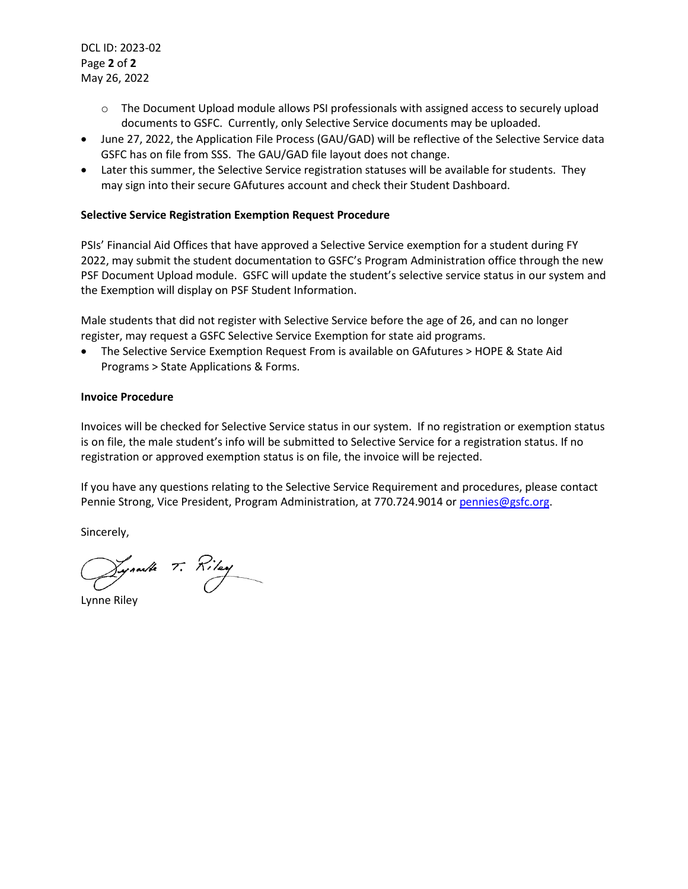- The Document Upload module allows PSI professionals with assigned access to securely upload documents to GSFC. Currently, only Selective Service documents may be uploaded.

- June 27, 2022, the Application File Process (GAU/GAD) will be reflective of the Selective Service data GSFC has on file from SSS. The GAU/GAD file layout does not change.
- Later this summer, the Selective Service registration statuses will be available for students. They may sign into their secure GAfutures account and check their Student Dashboard.

**Selective Service Registration Exemption Request Procedure**

PSIs' Financial Aid Offices that have approved a Selective Service exemption for a student during FY 2022, may submit the student documentation to GSFC's Program Administration office through the new PSF Document Upload module. GSFC will update the student's selective service status in our system and the Exemption will display on PSF Student Information.

Male students that did not register with Selective Service before the age of 26, and can no longer register, may request a GSFC Selective Service Exemption for state aid programs.

- The Selective Service Exemption Request From is available on GAfutures > HOPE & State Aid Programs > State Applications & Forms.

**Invoice Procedure**

Invoices will be checked for Selective Service status in our system. If no registration or exemption status is on file, the male student's info will be submitted to Selective Service for a registration status. If no registration or approved exemption status is on file, the invoice will be rejected.

If you have any questions relating to the Selective Service Requirement and procedures, please contact Pennie Strong, Vice President, Program Administration, at 770.724.9014 or [pennies@gsfc.org](mailto:pennies@gsfc.org).

Sincerely,

Lynne Riley